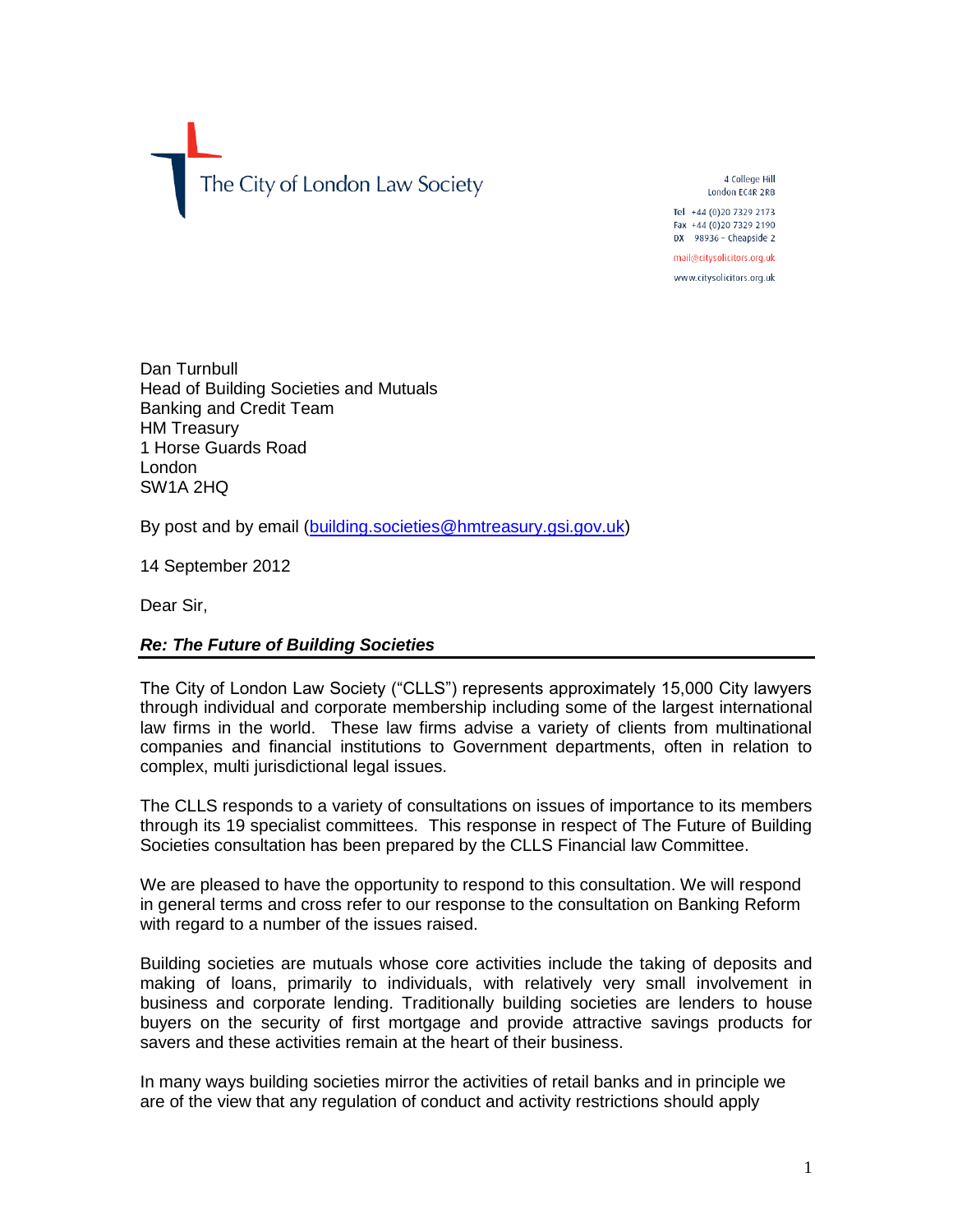The City of London Law Society

4 College Hill
London EC4R 2RB

Tel +44 (0)20 7329 2173
Fax +44 (0)20 7329 2190
DX 98936 – Cheapside 2

mail@citysolicitors.org.uk

www.citysolicitors.org.uk

Dan Turnbull
Head of Building Societies and Mutuals
Banking and Credit Team
HM Treasury
1 Horse Guards Road
London
SW1A 2HQ

By post and by email (building.societies@hmtreasury.gsi.gov.uk)

14 September 2012

Dear Sir,

***Re: The Future of Building Societies***

The City of London Law Society ("CLLS") represents approximately 15,000 City lawyers through individual and corporate membership including some of the largest international law firms in the world. These law firms advise a variety of clients from multinational companies and financial institutions to Government departments, often in relation to complex, multi jurisdictional legal issues.

The CLLS responds to a variety of consultations on issues of importance to its members through its 19 specialist committees. This response in respect of The Future of Building Societies consultation has been prepared by the CLLS Financial law Committee.

We are pleased to have the opportunity to respond to this consultation. We will respond in general terms and cross refer to our response to the consultation on Banking Reform with regard to a number of the issues raised.

Building societies are mutuals whose core activities include the taking of deposits and making of loans, primarily to individuals, with relatively very small involvement in business and corporate lending. Traditionally building societies are lenders to house buyers on the security of first mortgage and provide attractive savings products for savers and these activities remain at the heart of their business.

In many ways building societies mirror the activities of retail banks and in principle we are of the view that any regulation of conduct and activity restrictions should apply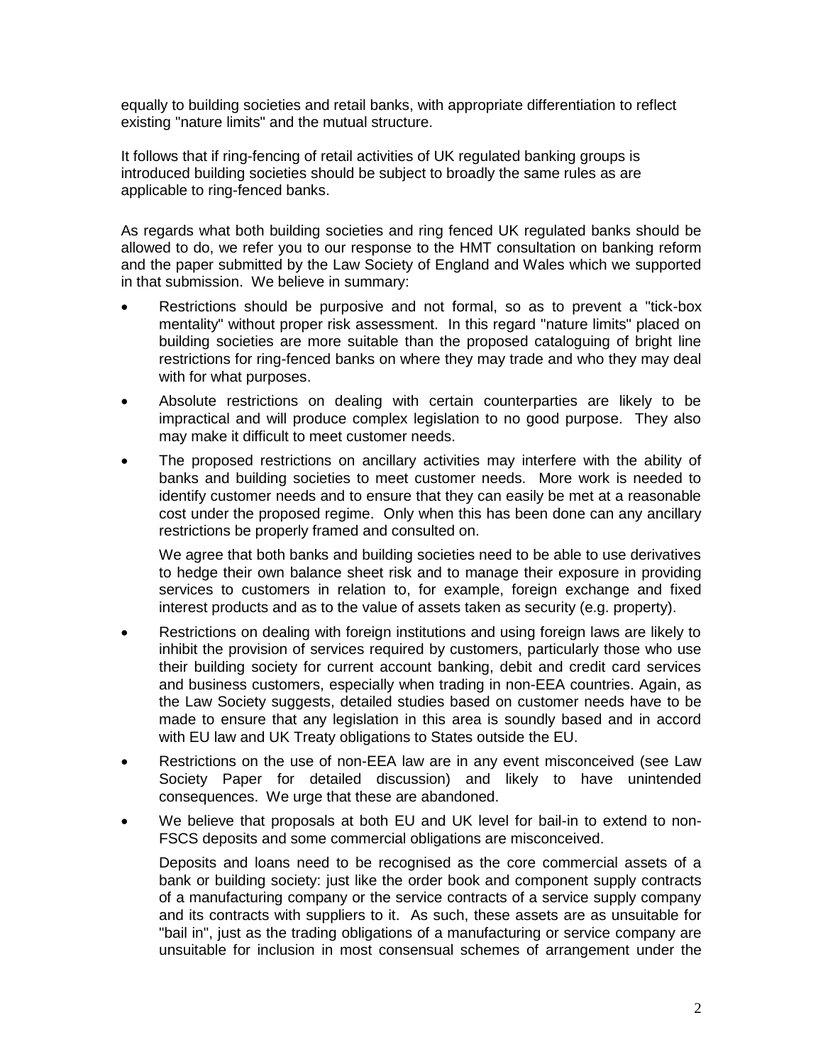equally to building societies and retail banks, with appropriate differentiation to reflect existing "nature limits" and the mutual structure.

It follows that if ring-fencing of retail activities of UK regulated banking groups is introduced building societies should be subject to broadly the same rules as are applicable to ring-fenced banks.

As regards what both building societies and ring fenced UK regulated banks should be allowed to do, we refer you to our response to the HMT consultation on banking reform and the paper submitted by the Law Society of England and Wales which we supported in that submission. We believe in summary:

- Restrictions should be purposive and not formal, so as to prevent a "tick-box mentality" without proper risk assessment. In this regard "nature limits" placed on building societies are more suitable than the proposed cataloguing of bright line restrictions for ring-fenced banks on where they may trade and who they may deal with for what purposes.
- Absolute restrictions on dealing with certain counterparties are likely to be impractical and will produce complex legislation to no good purpose. They also may make it difficult to meet customer needs.
- The proposed restrictions on ancillary activities may interfere with the ability of banks and building societies to meet customer needs. More work is needed to identify customer needs and to ensure that they can easily be met at a reasonable cost under the proposed regime. Only when this has been done can any ancillary restrictions be properly framed and consulted on.

  We agree that both banks and building societies need to be able to use derivatives to hedge their own balance sheet risk and to manage their exposure in providing services to customers in relation to, for example, foreign exchange and fixed interest products and as to the value of assets taken as security (e.g. property).
- Restrictions on dealing with foreign institutions and using foreign laws are likely to inhibit the provision of services required by customers, particularly those who use their building society for current account banking, debit and credit card services and business customers, especially when trading in non-EEA countries. Again, as the Law Society suggests, detailed studies based on customer needs have to be made to ensure that any legislation in this area is soundly based and in accord with EU law and UK Treaty obligations to States outside the EU.
- Restrictions on the use of non-EEA law are in any event misconceived (see Law Society Paper for detailed discussion) and likely to have unintended consequences. We urge that these are abandoned.
- We believe that proposals at both EU and UK level for bail-in to extend to non-FSCS deposits and some commercial obligations are misconceived.

  Deposits and loans need to be recognised as the core commercial assets of a bank or building society: just like the order book and component supply contracts of a manufacturing company or the service contracts of a service supply company and its contracts with suppliers to it. As such, these assets are as unsuitable for "bail in", just as the trading obligations of a manufacturing or service company are unsuitable for inclusion in most consensual schemes of arrangement under the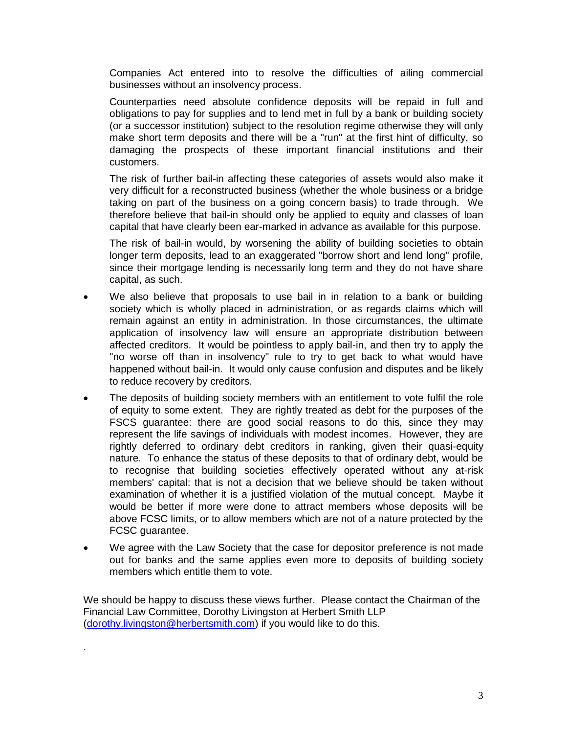Companies Act entered into to resolve the difficulties of ailing commercial businesses without an insolvency process.

Counterparties need absolute confidence deposits will be repaid in full and obligations to pay for supplies and to lend met in full by a bank or building society (or a successor institution) subject to the resolution regime otherwise they will only make short term deposits and there will be a "run" at the first hint of difficulty, so damaging the prospects of these important financial institutions and their customers.

The risk of further bail-in affecting these categories of assets would also make it very difficult for a reconstructed business (whether the whole business or a bridge taking on part of the business on a going concern basis) to trade through. We therefore believe that bail-in should only be applied to equity and classes of loan capital that have clearly been ear-marked in advance as available for this purpose.

The risk of bail-in would, by worsening the ability of building societies to obtain longer term deposits, lead to an exaggerated "borrow short and lend long" profile, since their mortgage lending is necessarily long term and they do not have share capital, as such.

- We also believe that proposals to use bail in in relation to a bank or building society which is wholly placed in administration, or as regards claims which will remain against an entity in administration. In those circumstances, the ultimate application of insolvency law will ensure an appropriate distribution between affected creditors. It would be pointless to apply bail-in, and then try to apply the "no worse off than in insolvency" rule to try to get back to what would have happened without bail-in. It would only cause confusion and disputes and be likely to reduce recovery by creditors.
- The deposits of building society members with an entitlement to vote fulfil the role of equity to some extent. They are rightly treated as debt for the purposes of the FSCS guarantee: there are good social reasons to do this, since they may represent the life savings of individuals with modest incomes. However, they are rightly deferred to ordinary debt creditors in ranking, given their quasi-equity nature. To enhance the status of these deposits to that of ordinary debt, would be to recognise that building societies effectively operated without any at-risk members' capital: that is not a decision that we believe should be taken without examination of whether it is a justified violation of the mutual concept. Maybe it would be better if more were done to attract members whose deposits will be above FCSC limits, or to allow members which are not of a nature protected by the FCSC guarantee.
- We agree with the Law Society that the case for depositor preference is not made out for banks and the same applies even more to deposits of building society members which entitle them to vote.

We should be happy to discuss these views further. Please contact the Chairman of the Financial Law Committee, Dorothy Livingston at Herbert Smith LLP ([dorothy.livingston@herbertsmith.com](mailto:dorothy.livingston@herbertsmith.com)) if you would like to do this.

.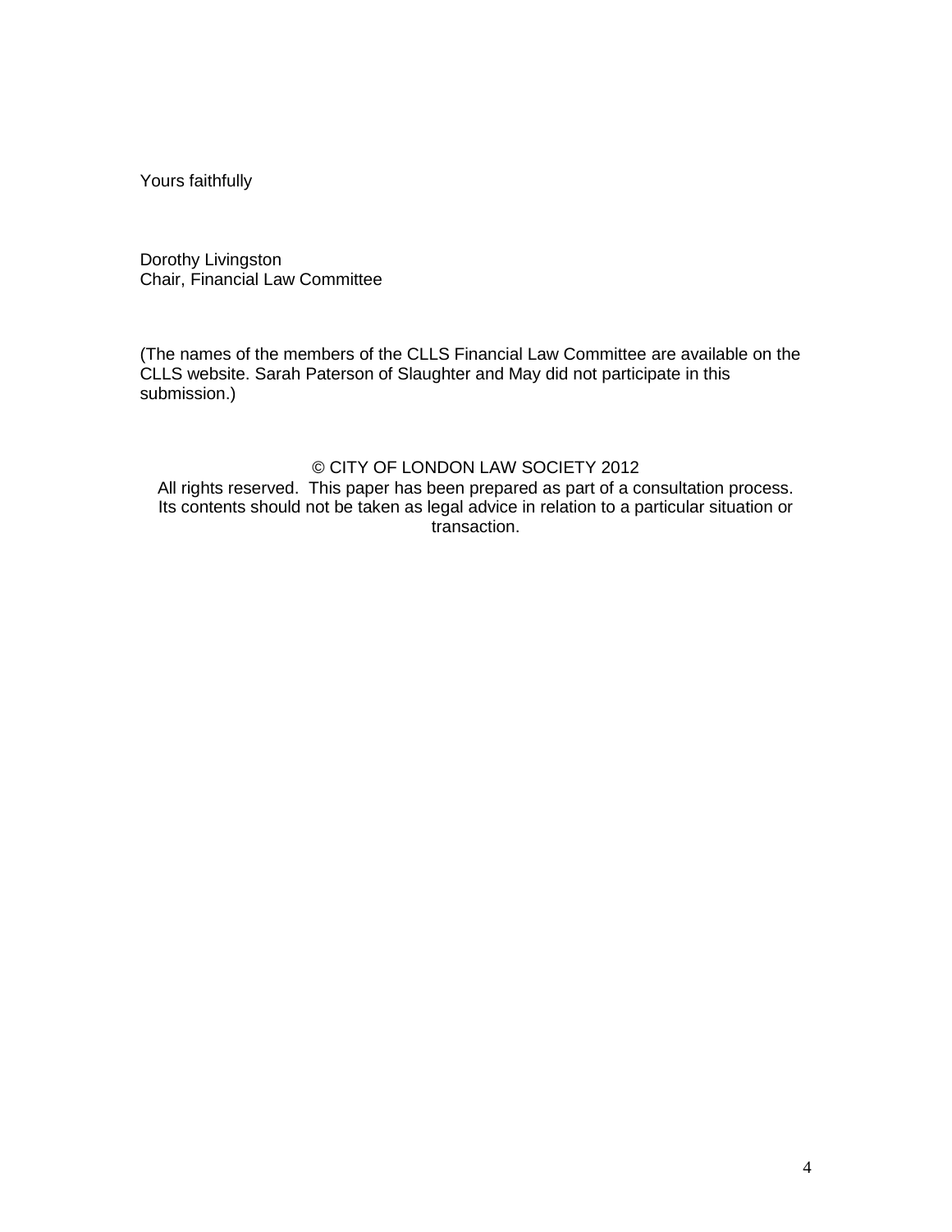Yours faithfully

Dorothy Livingston
Chair, Financial Law Committee

(The names of the members of the CLLS Financial Law Committee are available on the CLLS website. Sarah Paterson of Slaughter and May did not participate in this submission.)

© CITY OF LONDON LAW SOCIETY 2012
All rights reserved. This paper has been prepared as part of a consultation process. Its contents should not be taken as legal advice in relation to a particular situation or transaction.